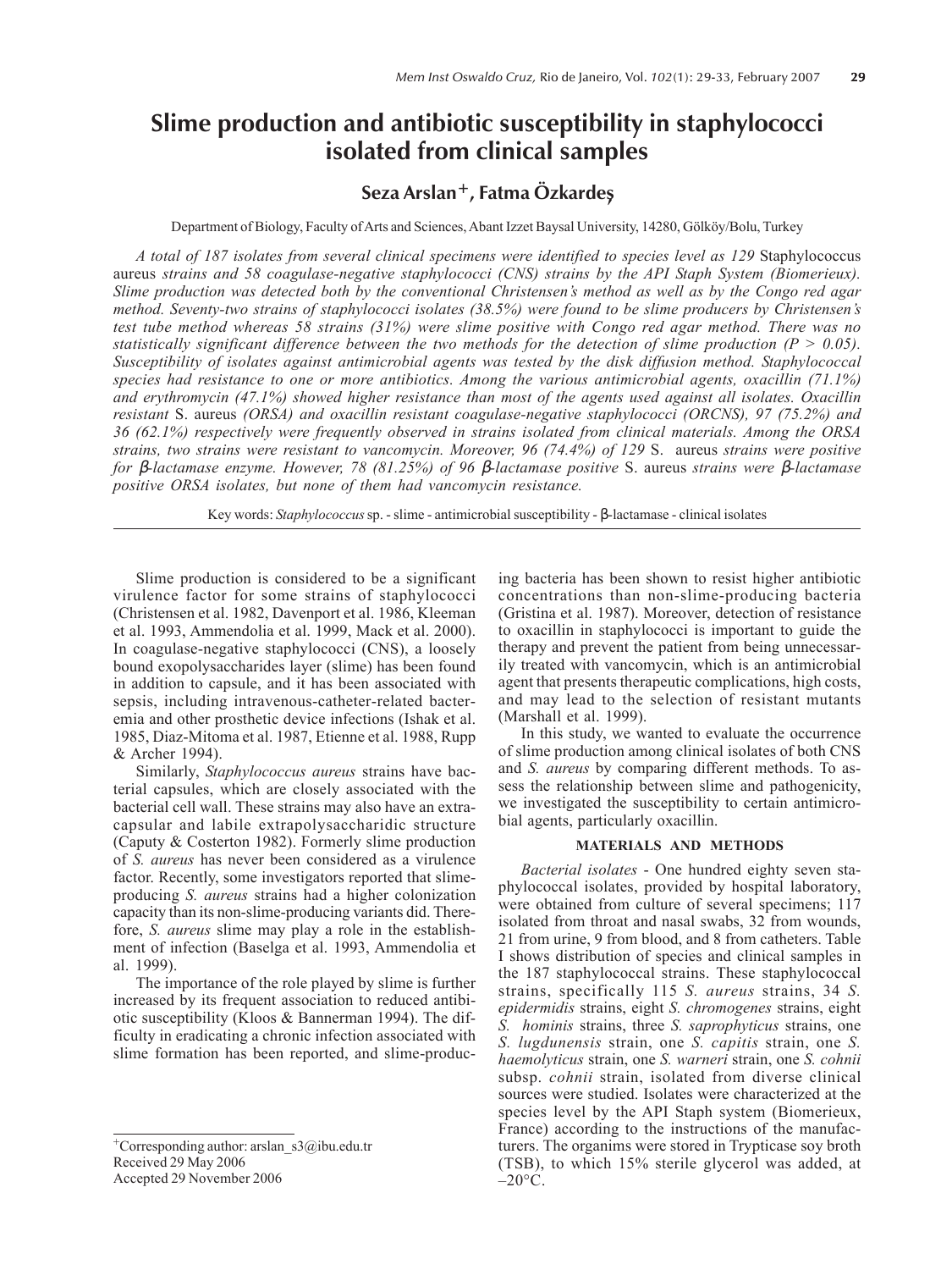# Slime production and antibiotic susceptibility in staphylococci isolated from clinical samples

## Seza Arslan[+], Fatma Özkardeş

Department of Biology, Faculty of Arts and Sciences, Abant Izzet Baysal University, 14280, Gölköy/Bolu, Turkey

*A total of 187 isolates from several clinical specimens were identified to species level as 129* Staphylococcus aureus *strains and 58 coagulase-negative staphylococci (CNS) strains by the API Staph System (Biomerieux). Slime production was detected both by the conventional Christensen's method as well as by the Congo red agar method. Seventy-two strains of staphylococci isolates (38.5%) were found to be slime producers by Christensen's test tube method whereas 58 strains (31%) were slime positive with Congo red agar method. There was no statistically significant difference between the two methods for the detection of slime production (P > 0.05). Susceptibility of isolates against antimicrobial agents was tested by the disk diffusion method. Staphylococcal species had resistance to one or more antibiotics. Among the various antimicrobial agents, oxacillin (71.1%) and erythromycin (47.1%) showed higher resistance than most of the agents used against all isolates. Oxacillin resistant* S. aureus *(ORSA) and oxacillin resistant coagulase-negative staphylococci (ORCNS), 97 (75.2%) and 36 (62.1%) respectively were frequently observed in strains isolated from clinical materials. Among the ORSA strains, two strains were resistant to vancomycin. Moreover, 96 (74.4%) of 129* S. aureus *strains were positive for β-lactamase enzyme. However, 78 (81.25%) of 96 β-lactamase positive* S. aureus *strains were β-lactamase positive ORSA isolates, but none of them had vancomycin resistance.*

Key words: *Staphylococcus* sp. - slime - antimicrobial susceptibility - β-lactamase - clinical isolates

Slime production is considered to be a significant virulence factor for some strains of staphylococci (Christensen et al. 1982, Davenport et al. 1986, Kleeman et al. 1993, Ammendolia et al. 1999, Mack et al. 2000). In coagulase-negative staphylococci (CNS), a loosely bound exopolysaccharides layer (slime) has been found in addition to capsule, and it has been associated with sepsis, including intravenous-catheter-related bacteremia and other prosthetic device infections (Ishak et al. 1985, Diaz-Mitoma et al. 1987, Etienne et al. 1988, Rupp & Archer 1994).

Similarly, *Staphylococcus aureus* strains have bacterial capsules, which are closely associated with the bacterial cell wall. These strains may also have an extracapsular and labile extrapolysaccharidic structure (Caputy & Costerton 1982). Formerly slime production of *S. aureus* has never been considered as a virulence factor. Recently, some investigators reported that slime-producing *S. aureus* strains had a higher colonization capacity than its non-slime-producing variants did. Therefore, *S. aureus* slime may play a role in the establishment of infection (Baselga et al. 1993, Ammendolia et al. 1999).

The importance of the role played by slime is further increased by its frequent association to reduced antibiotic susceptibility (Kloos & Bannerman 1994). The difficulty in eradicating a chronic infection associated with slime formation has been reported, and slime-producing bacteria has been shown to resist higher antibiotic concentrations than non-slime-producing bacteria (Gristina et al. 1987). Moreover, detection of resistance to oxacillin in staphylococci is important to guide the therapy and prevent the patient from being unnecessarily treated with vancomycin, which is an antimicrobial agent that presents therapeutic complications, high costs, and may lead to the selection of resistant mutants (Marshall et al. 1999).

In this study, we wanted to evaluate the occurrence of slime production among clinical isolates of both CNS and *S. aureus* by comparing different methods. To assess the relationship between slime and pathogenicity, we investigated the susceptibility to certain antimicrobial agents, particularly oxacillin.

## MATERIALS AND METHODS

*Bacterial isolates* - One hundred eighty seven staphylococcal isolates, provided by hospital laboratory, were obtained from culture of several specimens; 117 isolated from throat and nasal swabs, 32 from wounds, 21 from urine, 9 from blood, and 8 from catheters. Table I shows distribution of species and clinical samples in the 187 staphylococcal strains. These staphylococcal strains, specifically 115 *S. aureus* strains, 34 *S. epidermidis* strains, eight *S. chromogenes* strains, eight *S. hominis* strains, three *S. saprophyticus* strains, one *S. lugdunensis* strain, one *S. capitis* strain, one *S. haemolyticus* strain, one *S. warneri* strain, one *S. cohnii* subsp. *cohnii* strain, isolated from diverse clinical sources were studied. Isolates were characterized at the species level by the API Staph system (Biomerieux, France) according to the instructions of the manufacturers. The organims were stored in Trypticase soy broth (TSB), to which 15% sterile glycerol was added, at –20°C.

[+]Corresponding author: arslan_s3@ibu.edu.tr
Received 29 May 2006
Accepted 29 November 2006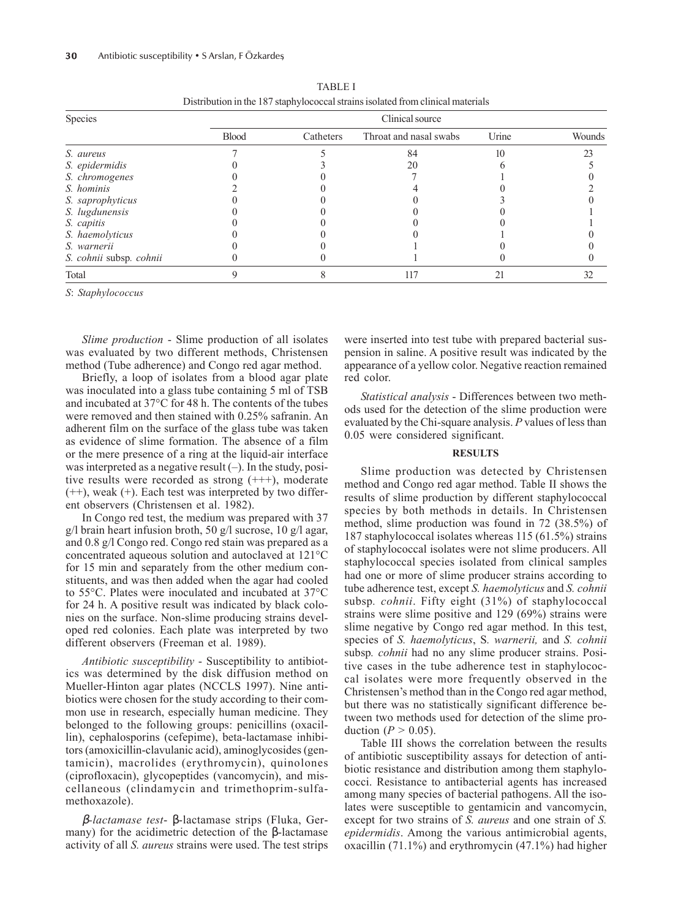TABLE I

Distribution in the 187 staphylococcal strains isolated from clinical materials

| Species | Clinical source | | | | |
|---|---|---|---|---|---|
| | Blood | Catheters | Throat and nasal swabs | Urine | Wounds |
| *S. aureus* | 7 | 5 | 84 | 10 | 23 |
| *S. epidermidis* | 0 | 3 | 20 | 6 | 5 |
| *S. chromogenes* | 0 | 0 | 7 | 1 | 0 |
| *S. hominis* | 2 | 0 | 4 | 0 | 2 |
| *S. saprophyticus* | 0 | 0 | 0 | 3 | 0 |
| *S. lugdunensis* | 0 | 0 | 0 | 0 | 1 |
| *S. capitis* | 0 | 0 | 0 | 0 | 1 |
| *S. haemolyticus* | 0 | 0 | 0 | 1 | 0 |
| *S. warnerii* | 0 | 0 | 1 | 0 | 0 |
| *S. cohnii* subsp. *cohnii* | 0 | 0 | 1 | 0 | 0 |
| Total | 9 | 8 | 117 | 21 | 32 |

*S*: *Staphylococcus*

*Slime production* - Slime production of all isolates was evaluated by two different methods, Christensen method (Tube adherence) and Congo red agar method.

Briefly, a loop of isolates from a blood agar plate was inoculated into a glass tube containing 5 ml of TSB and incubated at 37°C for 48 h. The contents of the tubes were removed and then stained with 0.25% safranin. An adherent film on the surface of the glass tube was taken as evidence of slime formation. The absence of a film or the mere presence of a ring at the liquid-air interface was interpreted as a negative result (–). In the study, positive results were recorded as strong (+++), moderate (++), weak (+). Each test was interpreted by two different observers (Christensen et al. 1982).

In Congo red test, the medium was prepared with 37 g/l brain heart infusion broth, 50 g/l sucrose, 10 g/l agar, and 0.8 g/l Congo red. Congo red stain was prepared as a concentrated aqueous solution and autoclaved at 121°C for 15 min and separately from the other medium constituents, and was then added when the agar had cooled to 55°C. Plates were inoculated and incubated at 37°C for 24 h. A positive result was indicated by black colonies on the surface. Non-slime producing strains developed red colonies. Each plate was interpreted by two different observers (Freeman et al. 1989).

*Antibiotic susceptibility* - Susceptibility to antibiotics was determined by the disk diffusion method on Mueller-Hinton agar plates (NCCLS 1997). Nine antibiotics were chosen for the study according to their common use in research, especially human medicine. They belonged to the following groups: penicillins (oxacillin), cephalosporins (cefepime), beta-lactamase inhibitors (amoxicillin-clavulanic acid), aminoglycosides (gentamicin), macrolides (erythromycin), quinolones (ciprofloxacin), glycopeptides (vancomycin), and miscellaneous (clindamycin and trimethoprim-sulfamethoxazole).

*β-lactamase test*- β-lactamase strips (Fluka, Germany) for the acidimetric detection of the β-lactamase activity of all *S. aureus* strains were used. The test strips were inserted into test tube with prepared bacterial suspension in saline. A positive result was indicated by the appearance of a yellow color. Negative reaction remained red color.

*Statistical analysis* - Differences between two methods used for the detection of the slime production were evaluated by the Chi-square analysis. *P* values of less than 0.05 were considered significant.

## RESULTS

Slime production was detected by Christensen method and Congo red agar method. Table II shows the results of slime production by different staphylococcal species by both methods in details. In Christensen method, slime production was found in 72 (38.5%) of 187 staphylococcal isolates whereas 115 (61.5%) strains of staphylococcal isolates were not slime producers. All staphylococcal species isolated from clinical samples had one or more of slime producer strains according to tube adherence test, except *S. haemolyticus* and *S. cohnii* subsp. *cohnii*. Fifty eight (31%) of staphylococcal strains were slime positive and 129 (69%) strains were slime negative by Congo red agar method. In this test, species of *S. haemolyticus*, S. *warnerii,* and *S. cohnii* subsp*. cohnii* had no any slime producer strains. Positive cases in the tube adherence test in staphylococcal isolates were more frequently observed in the Christensen's method than in the Congo red agar method, but there was no statistically significant difference between two methods used for detection of the slime production ($P > 0.05$).

Table III shows the correlation between the results of antibiotic susceptibility assays for detection of antibiotic resistance and distribution among them staphylococci. Resistance to antibacterial agents has increased among many species of bacterial pathogens. All the isolates were susceptible to gentamicin and vancomycin, except for two strains of *S. aureus* and one strain of *S. epidermidis*. Among the various antimicrobial agents, oxacillin (71.1%) and erythromycin (47.1%) had higher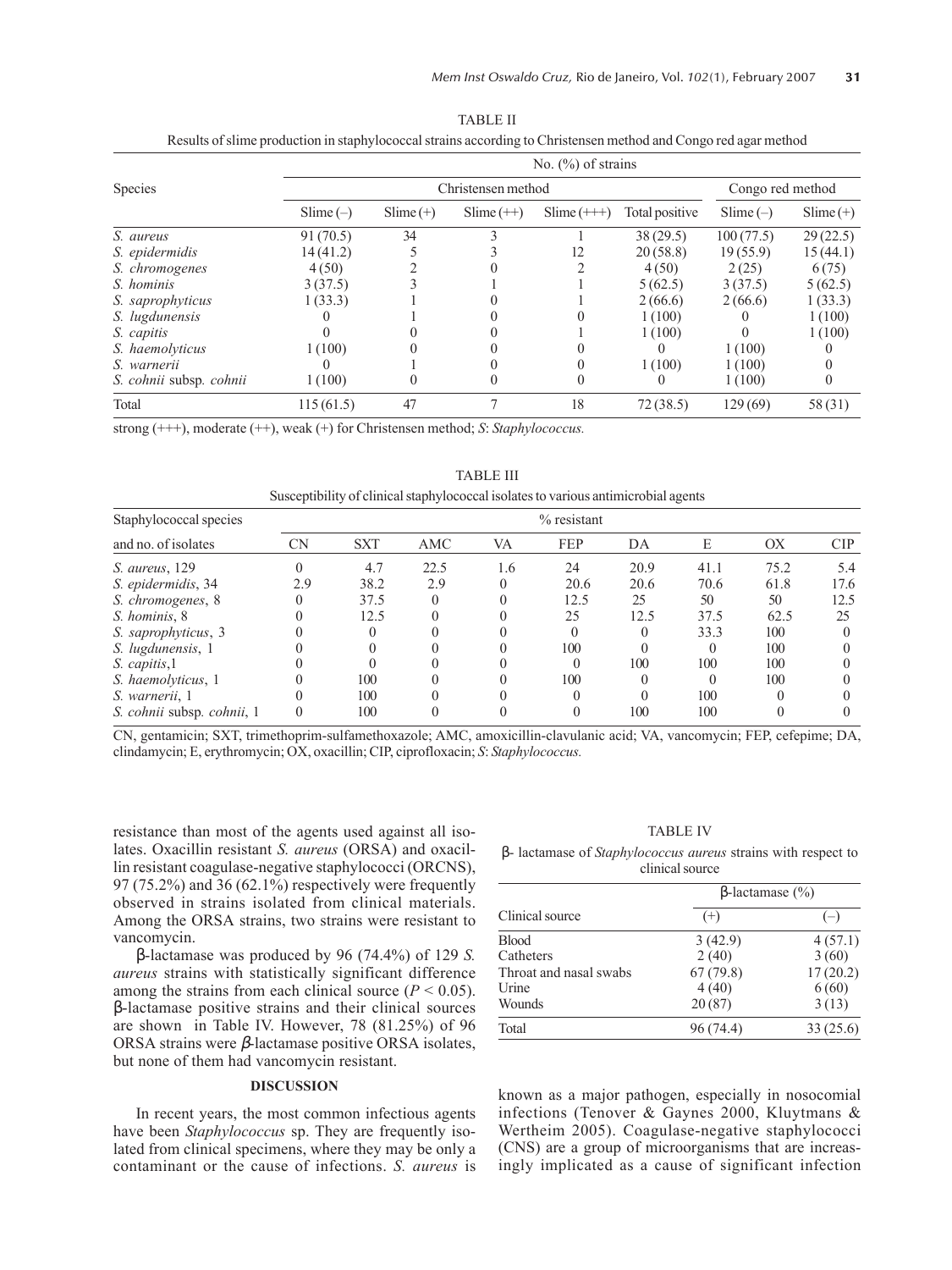TABLE II

Results of slime production in staphylococcal strains according to Christensen method and Congo red agar method

| Species | No. (%) of strains | | | | | | |
|---|---|---|---|---|---|---|---|
| | Christensen method | | | | | Congo red method | |
| | Slime (–) | Slime (+) | Slime (++) | Slime (+++) | Total positive | Slime (–) | Slime (+) |
| *S. aureus* | 91 (70.5) | 34 | 3 | 1 | 38 (29.5) | 100 (77.5) | 29 (22.5) |
| *S. epidermidis* | 14 (41.2) | 5 | 3 | 12 | 20 (58.8) | 19 (55.9) | 15 (44.1) |
| *S. chromogenes* | 4 (50) | 2 | 0 | 2 | 4 (50) | 2 (25) | 6 (75) |
| *S. hominis* | 3 (37.5) | 3 | 1 | 1 | 5 (62.5) | 3 (37.5) | 5 (62.5) |
| *S. saprophyticus* | 1 (33.3) | 1 | 0 | 1 | 2 (66.6) | 2 (66.6) | 1 (33.3) |
| *S. lugdunensis* | 0 | 1 | 0 | 0 | 1 (100) | 0 | 1 (100) |
| *S. capitis* | 0 | 0 | 0 | 1 | 1 (100) | 0 | 1 (100) |
| *S. haemolyticus* | 1 (100) | 0 | 0 | 0 | 0 | 1 (100) | 0 |
| *S. warnerii* | 0 | 1 | 0 | 0 | 1 (100) | 1 (100) | 0 |
| *S. cohnii* subsp. *cohnii* | 1 (100) | 0 | 0 | 0 | 0 | 1 (100) | 0 |
| Total | 115 (61.5) | 47 | 7 | 18 | 72 (38.5) | 129 (69) | 58 (31) |

strong (+++), moderate (++), weak (+) for Christensen method; *S*: *Staphylococcus.*

TABLE III

Susceptibility of clinical staphylococcal isolates to various antimicrobial agents

| Staphylococcal species and no. of isolates | % resistant | | | | | | | | |
|---|---|---|---|---|---|---|---|---|---|
| | CN | SXT | AMC | VA | FEP | DA | E | OX | CIP |
| *S. aureus*, 129 | 0 | 4.7 | 22.5 | 1.6 | 24 | 20.9 | 41.1 | 75.2 | 5.4 |
| *S. epidermidis*, 34 | 2.9 | 38.2 | 2.9 | 0 | 20.6 | 20.6 | 70.6 | 61.8 | 17.6 |
| *S. chromogenes*, 8 | 0 | 37.5 | 0 | 0 | 12.5 | 25 | 50 | 50 | 12.5 |
| *S. hominis*, 8 | 0 | 12.5 | 0 | 0 | 25 | 12.5 | 37.5 | 62.5 | 25 |
| *S. saprophyticus*, 3 | 0 | 0 | 0 | 0 | 0 | 0 | 33.3 | 100 | 0 |
| *S. lugdunensis*, 1 | 0 | 0 | 0 | 0 | 100 | 0 | 0 | 100 | 0 |
| *S. capitis*,1 | 0 | 0 | 0 | 0 | 0 | 100 | 100 | 100 | 0 |
| *S. haemolyticus*, 1 | 0 | 100 | 0 | 0 | 100 | 0 | 0 | 100 | 0 |
| *S. warnerii*, 1 | 0 | 100 | 0 | 0 | 0 | 0 | 100 | 0 | 0 |
| *S. cohnii* subsp. *cohnii*, 1 | 0 | 100 | 0 | 0 | 0 | 100 | 100 | 0 | 0 |

CN, gentamicin; SXT, trimethoprim-sulfamethoxazole; AMC, amoxicillin-clavulanic acid; VA, vancomycin; FEP, cefepime; DA, clindamycin; E, erythromycin; OX, oxacillin; CIP, ciprofloxacin; *S*: *Staphylococcus.*

resistance than most of the agents used against all isolates. Oxacillin resistant *S. aureus* (ORSA) and oxacillin resistant coagulase-negative staphylococci (ORCNS), 97 (75.2%) and 36 (62.1%) respectively were frequently observed in strains isolated from clinical materials. Among the ORSA strains, two strains were resistant to vancomycin.

β-lactamase was produced by 96 (74.4%) of 129 *S. aureus* strains with statistically significant difference among the strains from each clinical source ($P < 0.05$). β-lactamase positive strains and their clinical sources are shown in Table IV. However, 78 (81.25%) of 96 ORSA strains were β-lactamase positive ORSA isolates, but none of them had vancomycin resistant.

TABLE IV

β- lactamase of *Staphylococcus aureus* strains with respect to clinical source

| Clinical source | β-lactamase (%) | |
|---|---|---|
| | (+) | (–) |
| Blood | 3 (42.9) | 4 (57.1) |
| Catheters | 2 (40) | 3 (60) |
| Throat and nasal swabs | 67 (79.8) | 17 (20.2) |
| Urine | 4 (40) | 6 (60) |
| Wounds | 20 (87) | 3 (13) |
| Total | 96 (74.4) | 33 (25.6) |

## DISCUSSION

In recent years, the most common infectious agents have been *Staphylococcus* sp. They are frequently isolated from clinical specimens, where they may be only a contaminant or the cause of infections. *S. aureus* is known as a major pathogen, especially in nosocomial infections (Tenover & Gaynes 2000, Kluytmans & Wertheim 2005). Coagulase-negative staphylococci (CNS) are a group of microorganisms that are increasingly implicated as a cause of significant infection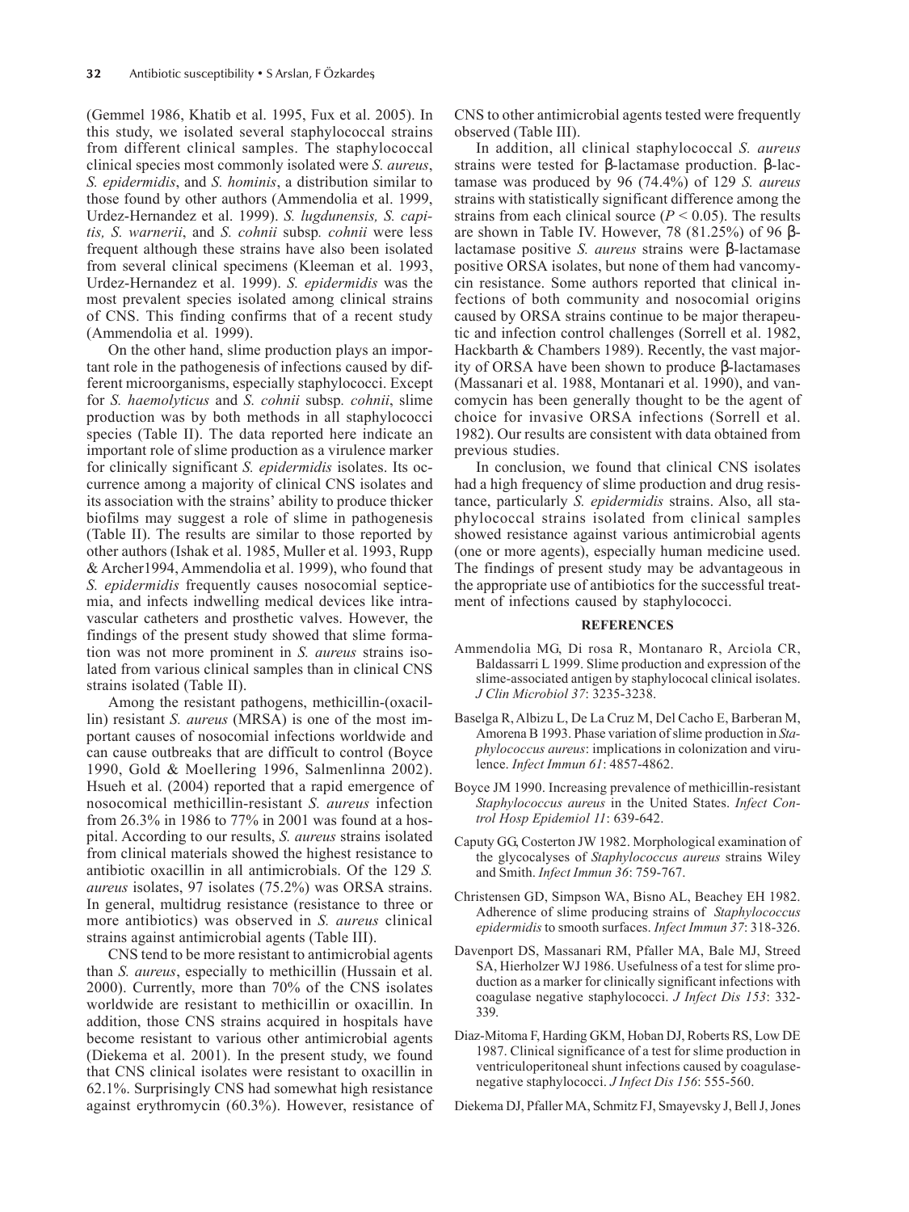(Gemmel 1986, Khatib et al. 1995, Fux et al. 2005). In this study, we isolated several staphylococcal strains from different clinical samples. The staphylococcal clinical species most commonly isolated were *S. aureus*, *S. epidermidis*, and *S. hominis*, a distribution similar to those found by other authors (Ammendolia et al. 1999, Urdez-Hernandez et al. 1999). *S. lugdunensis, S. capitis, S. warnerii*, and *S. cohnii* subsp*. cohnii* were less frequent although these strains have also been isolated from several clinical specimens (Kleeman et al. 1993, Urdez-Hernandez et al. 1999). *S. epidermidis* was the most prevalent species isolated among clinical strains of CNS. This finding confirms that of a recent study (Ammendolia et al. 1999).

On the other hand, slime production plays an important role in the pathogenesis of infections caused by different microorganisms, especially staphylococci. Except for *S. haemolyticus* and *S. cohnii* subsp*. cohnii*, slime production was by both methods in all staphylococci species (Table II). The data reported here indicate an important role of slime production as a virulence marker for clinically significant *S. epidermidis* isolates. Its occurrence among a majority of clinical CNS isolates and its association with the strains' ability to produce thicker biofilms may suggest a role of slime in pathogenesis (Table II). The results are similar to those reported by other authors (Ishak et al. 1985, Muller et al. 1993, Rupp & Archer1994, Ammendolia et al. 1999), who found that *S. epidermidis* frequently causes nosocomial septicemia, and infects indwelling medical devices like intravascular catheters and prosthetic valves. However, the findings of the present study showed that slime formation was not more prominent in *S. aureus* strains isolated from various clinical samples than in clinical CNS strains isolated (Table II).

Among the resistant pathogens, methicillin-(oxacillin) resistant *S. aureus* (MRSA) is one of the most important causes of nosocomial infections worldwide and can cause outbreaks that are difficult to control (Boyce 1990, Gold & Moellering 1996, Salmenlinna 2002). Hsueh et al. (2004) reported that a rapid emergence of nosocomical methicillin-resistant *S. aureus* infection from 26.3% in 1986 to 77% in 2001 was found at a hospital. According to our results, *S. aureus* strains isolated from clinical materials showed the highest resistance to antibiotic oxacillin in all antimicrobials. Of the 129 *S. aureus* isolates, 97 isolates (75.2%) was ORSA strains. In general, multidrug resistance (resistance to three or more antibiotics) was observed in *S. aureus* clinical strains against antimicrobial agents (Table III).

CNS tend to be more resistant to antimicrobial agents than *S. aureus*, especially to methicillin (Hussain et al. 2000). Currently, more than 70% of the CNS isolates worldwide are resistant to methicillin or oxacillin. In addition, those CNS strains acquired in hospitals have become resistant to various other antimicrobial agents (Diekema et al. 2001). In the present study, we found that CNS clinical isolates were resistant to oxacillin in 62.1%. Surprisingly CNS had somewhat high resistance against erythromycin (60.3%). However, resistance of CNS to other antimicrobial agents tested were frequently observed (Table III).

In addition, all clinical staphylococcal *S. aureus* strains were tested for β-lactamase production. β-lactamase was produced by 96 (74.4%) of 129 *S. aureus* strains with statistically significant difference among the strains from each clinical source ($P < 0.05$). The results are shown in Table IV. However, 78 (81.25%) of 96 β-lactamase positive *S. aureus* strains were β-lactamase positive ORSA isolates, but none of them had vancomycin resistance. Some authors reported that clinical infections of both community and nosocomial origins caused by ORSA strains continue to be major therapeutic and infection control challenges (Sorrell et al. 1982, Hackbarth & Chambers 1989). Recently, the vast majority of ORSA have been shown to produce β-lactamases (Massanari et al. 1988, Montanari et al. 1990), and vancomycin has been generally thought to be the agent of choice for invasive ORSA infections (Sorrell et al. 1982). Our results are consistent with data obtained from previous studies.

In conclusion, we found that clinical CNS isolates had a high frequency of slime production and drug resistance, particularly *S. epidermidis* strains. Also, all staphylococcal strains isolated from clinical samples showed resistance against various antimicrobial agents (one or more agents), especially human medicine used. The findings of present study may be advantageous in the appropriate use of antibiotics for the successful treatment of infections caused by staphylococci.

## REFERENCES

Ammendolia MG, Di rosa R, Montanaro R, Arciola CR, Baldassarri L 1999. Slime production and expression of the slime-associated antigen by staphylococal clinical isolates. *J Clin Microbiol 37*: 3235-3238.

Baselga R, Albizu L, De La Cruz M, Del Cacho E, Barberan M, Amorena B 1993. Phase variation of slime production in *Staphylococcus aureus*: implications in colonization and virulence. *Infect Immun 61*: 4857-4862.

Boyce JM 1990. Increasing prevalence of methicillin-resistant *Staphylococcus aureus* in the United States. *Infect Control Hosp Epidemiol 11*: 639-642.

Caputy GG, Costerton JW 1982. Morphological examination of the glycocalyses of *Staphylococcus aureus* strains Wiley and Smith. *Infect Immun 36*: 759-767.

Christensen GD, Simpson WA, Bisno AL, Beachey EH 1982. Adherence of slime producing strains of *Staphylococcus epidermidis* to smooth surfaces. *Infect Immun 37*: 318-326.

Davenport DS, Massanari RM, Pfaller MA, Bale MJ, Streed SA, Hierholzer WJ 1986. Usefulness of a test for slime production as a marker for clinically significant infections with coagulase negative staphylococci. *J Infect Dis 153*: 332-339.

Diaz-Mitoma F, Harding GKM, Hoban DJ, Roberts RS, Low DE 1987. Clinical significance of a test for slime production in ventriculoperitoneal shunt infections caused by coagulase-negative staphylococci. *J Infect Dis 156*: 555-560.

Diekema DJ, Pfaller MA, Schmitz FJ, Smayevsky J, Bell J, Jones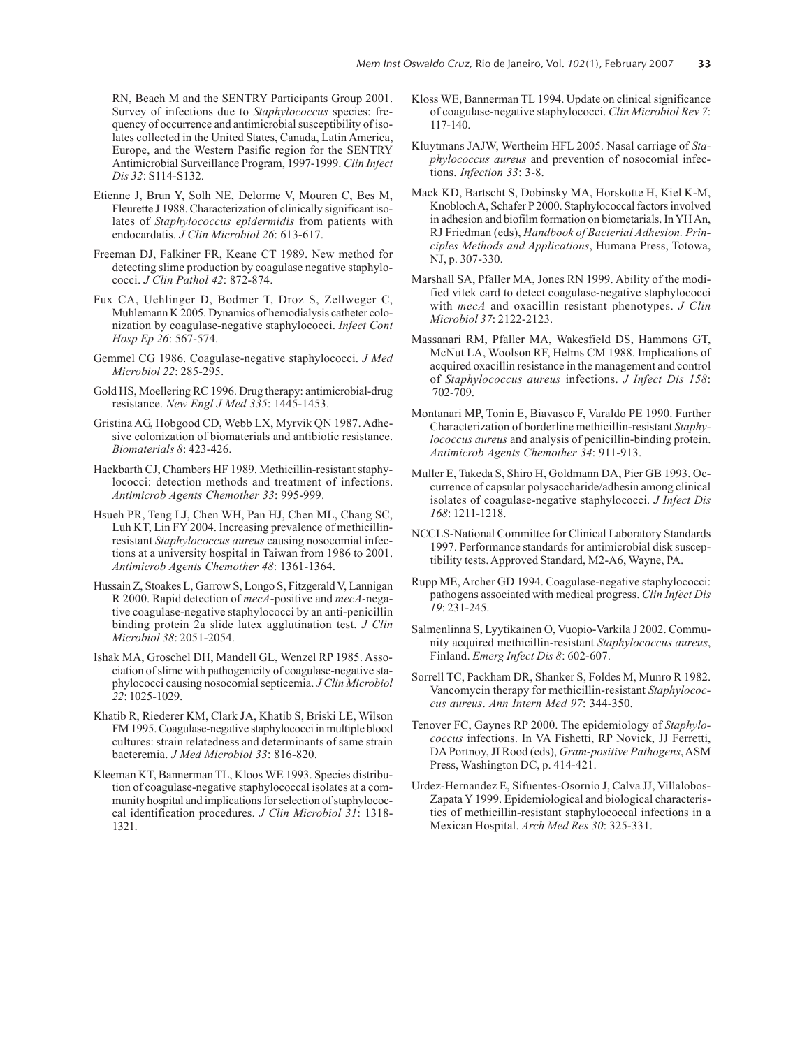RN, Beach M and the SENTRY Participants Group 2001. Survey of infections due to *Staphylococcus* species: frequency of occurrence and antimicrobial susceptibility of isolates collected in the United States, Canada, Latin America, Europe, and the Western Pasific region for the SENTRY Antimicrobial Surveillance Program, 1997-1999. *Clin Infect Dis 32*: S114-S132.

Etienne J, Brun Y, Solh NE, Delorme V, Mouren C, Bes M, Fleurette J 1988. Characterization of clinically significant isolates of *Staphylococcus epidermidis* from patients with endocardatis. *J Clin Microbiol 26*: 613-617.

Freeman DJ, Falkiner FR, Keane CT 1989. New method for detecting slime production by coagulase negative staphylococci. *J Clin Pathol 42*: 872-874.

Fux CA, Uehlinger D, Bodmer T, Droz S, Zellweger C, Muhlemann K 2005. Dynamics of hemodialysis catheter colonization by coagulase-negative staphylococci. *Infect Cont Hosp Ep 26*: 567-574.

Gemmel CG 1986. Coagulase-negative staphylococci. *J Med Microbiol 22*: 285-295.

Gold HS, Moellering RC 1996. Drug therapy: antimicrobial-drug resistance. *New Engl J Med 335*: 1445-1453.

Gristina AG, Hobgood CD, Webb LX, Myrvik QN 1987. Adhesive colonization of biomaterials and antibiotic resistance. *Biomaterials 8*: 423-426.

Hackbarth CJ, Chambers HF 1989. Methicillin-resistant staphylococci: detection methods and treatment of infections. *Antimicrob Agents Chemother 33*: 995-999.

Hsueh PR, Teng LJ, Chen WH, Pan HJ, Chen ML, Chang SC, Luh KT, Lin FY 2004. Increasing prevalence of methicillin-resistant *Staphylococcus aureus* causing nosocomial infections at a university hospital in Taiwan from 1986 to 2001. *Antimicrob Agents Chemother 48*: 1361-1364.

Hussain Z, Stoakes L, Garrow S, Longo S, Fitzgerald V, Lannigan R 2000. Rapid detection of *mecA*-positive and *mecA*-negative coagulase-negative staphylococci by an anti-penicillin binding protein 2a slide latex agglutination test. *J Clin Microbiol 38*: 2051-2054.

Ishak MA, Groschel DH, Mandell GL, Wenzel RP 1985. Association of slime with pathogenicity of coagulase-negative staphylococci causing nosocomial septicemia. *J Clin Microbiol 22*: 1025-1029.

Khatib R, Riederer KM, Clark JA, Khatib S, Briski LE, Wilson FM 1995. Coagulase-negative staphylococci in multiple blood cultures: strain relatedness and determinants of same strain bacteremia. *J Med Microbiol 33*: 816-820.

Kleeman KT, Bannerman TL, Kloos WE 1993. Species distribution of coagulase-negative staphylococcal isolates at a community hospital and implications for selection of staphylococcal identification procedures. *J Clin Microbiol 31*: 1318-1321.

Kloss WE, Bannerman TL 1994. Update on clinical significance of coagulase-negative staphylococci. *Clin Microbiol Rev 7*: 117-140.

Kluytmans JAJW, Wertheim HFL 2005. Nasal carriage of *Staphylococcus aureus* and prevention of nosocomial infections. *Infection 33*: 3-8.

Mack KD, Bartscht S, Dobinsky MA, Horskotte H, Kiel K-M, Knobloch A, Schafer P 2000. Staphylococcal factors involved in adhesion and biofilm formation on biometarials. In YH An, RJ Friedman (eds), *Handbook of Bacterial Adhesion. Principles Methods and Applications*, Humana Press, Totowa, NJ, p. 307-330.

Marshall SA, Pfaller MA, Jones RN 1999. Ability of the modified vitek card to detect coagulase-negative staphylococci with *mecA* and oxacillin resistant phenotypes. *J Clin Microbiol 37*: 2122-2123.

Massanari RM, Pfaller MA, Wakesfield DS, Hammons GT, McNut LA, Woolson RF, Helms CM 1988. Implications of acquired oxacillin resistance in the management and control of *Staphylococcus aureus* infections. *J Infect Dis 158*: 702-709.

Montanari MP, Tonin E, Biavasco F, Varaldo PE 1990. Further Characterization of borderline methicillin-resistant *Staphylococcus aureus* and analysis of penicillin-binding protein. *Antimicrob Agents Chemother 34*: 911-913.

Muller E, Takeda S, Shiro H, Goldmann DA, Pier GB 1993. Occurrence of capsular polysaccharide/adhesin among clinical isolates of coagulase-negative staphylococci. *J Infect Dis 168*: 1211-1218.

NCCLS-National Committee for Clinical Laboratory Standards 1997. Performance standards for antimicrobial disk susceptibility tests. Approved Standard, M2-A6, Wayne, PA.

Rupp ME, Archer GD 1994. Coagulase-negative staphylococci: pathogens associated with medical progress. *Clin Infect Dis 19*: 231-245.

Salmenlinna S, Lyytikainen O, Vuopio-Varkila J 2002. Community acquired methicillin-resistant *Staphylococcus aureus*, Finland. *Emerg Infect Dis 8*: 602-607.

Sorrell TC, Packham DR, Shanker S, Foldes M, Munro R 1982. Vancomycin therapy for methicillin-resistant *Staphylococcus aureus*. *Ann Intern Med 97*: 344-350.

Tenover FC, Gaynes RP 2000. The epidemiology of *Staphylococcus* infections. In VA Fishetti, RP Novick, JJ Ferretti, DA Portnoy, JI Rood (eds), *Gram-positive Pathogens*, ASM Press, Washington DC, p. 414-421.

Urdez-Hernandez E, Sifuentes-Osornio J, Calva JJ, Villalobos-Zapata Y 1999. Epidemiological and biological characteristics of methicillin-resistant staphylococcal infections in a Mexican Hospital. *Arch Med Res 30*: 325-331.